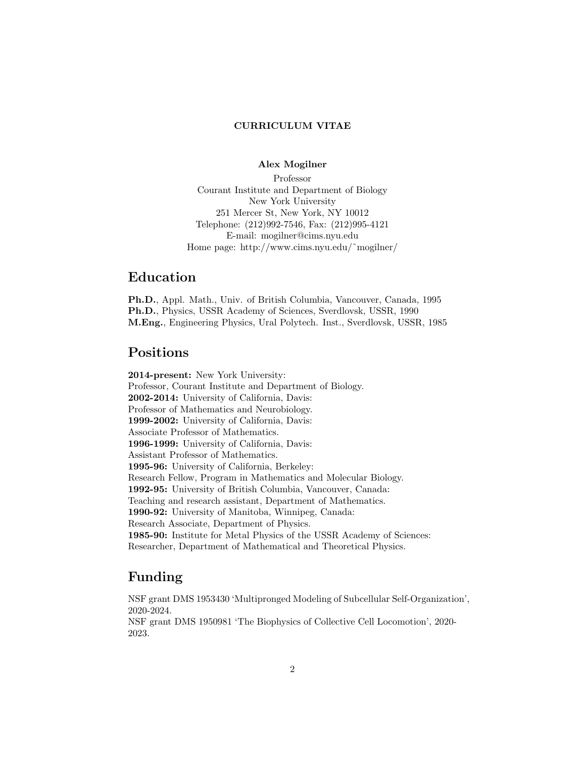**CURRICULUM VITAE**

**Alex Mogilner**

Professor
Courant Institute and Department of Biology
New York University
251 Mercer St, New York, NY 10012
Telephone: (212)992-7546, Fax: (212)995-4121
E-mail: mogilner@cims.nyu.edu
Home page: http://www.cims.nyu.edu/˜mogilner/

# Education

**Ph.D.**, Appl. Math., Univ. of British Columbia, Vancouver, Canada, 1995
**Ph.D.**, Physics, USSR Academy of Sciences, Sverdlovsk, USSR, 1990
**M.Eng.**, Engineering Physics, Ural Polytech. Inst., Sverdlovsk, USSR, 1985

# Positions

**2014-present:** New York University:
Professor, Courant Institute and Department of Biology.
**2002-2014:** University of California, Davis:
Professor of Mathematics and Neurobiology.
**1999-2002:** University of California, Davis:
Associate Professor of Mathematics.
**1996-1999:** University of California, Davis:
Assistant Professor of Mathematics.
**1995-96:** University of California, Berkeley:
Research Fellow, Program in Mathematics and Molecular Biology.
**1992-95:** University of British Columbia, Vancouver, Canada:
Teaching and research assistant, Department of Mathematics.
**1990-92:** University of Manitoba, Winnipeg, Canada:
Research Associate, Department of Physics.
**1985-90:** Institute for Metal Physics of the USSR Academy of Sciences:
Researcher, Department of Mathematical and Theoretical Physics.

# Funding

NSF grant DMS 1953430 'Multipronged Modeling of Subcellular Self-Organization', 2020-2024.
NSF grant DMS 1950981 'The Biophysics of Collective Cell Locomotion', 2020-2023.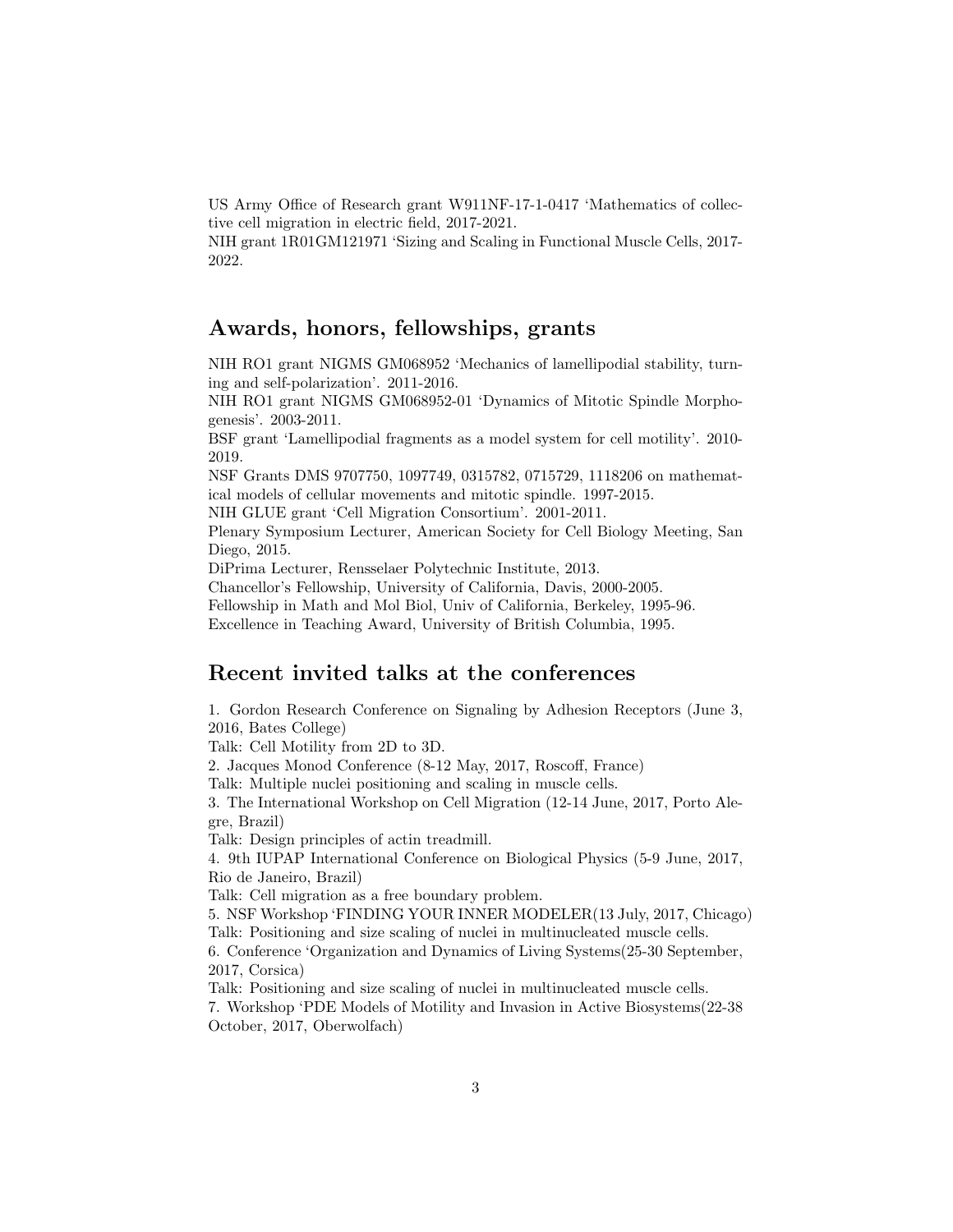US Army Office of Research grant W911NF-17-1-0417 'Mathematics of collective cell migration in electric field, 2017-2021.
NIH grant 1R01GM121971 'Sizing and Scaling in Functional Muscle Cells, 2017-2022.

## Awards, honors, fellowships, grants

NIH RO1 grant NIGMS GM068952 'Mechanics of lamellipodial stability, turning and self-polarization'. 2011-2016.
NIH RO1 grant NIGMS GM068952-01 'Dynamics of Mitotic Spindle Morphogenesis'. 2003-2011.
BSF grant 'Lamellipodial fragments as a model system for cell motility'. 2010-2019.
NSF Grants DMS 9707750, 1097749, 0315782, 0715729, 1118206 on mathematical models of cellular movements and mitotic spindle. 1997-2015.
NIH GLUE grant 'Cell Migration Consortium'. 2001-2011.
Plenary Symposium Lecturer, American Society for Cell Biology Meeting, San Diego, 2015.
DiPrima Lecturer, Rensselaer Polytechnic Institute, 2013.
Chancellor's Fellowship, University of California, Davis, 2000-2005.
Fellowship in Math and Mol Biol, Univ of California, Berkeley, 1995-96.
Excellence in Teaching Award, University of British Columbia, 1995.

## Recent invited talks at the conferences

1. Gordon Research Conference on Signaling by Adhesion Receptors (June 3, 2016, Bates College)
Talk: Cell Motility from 2D to 3D.
2. Jacques Monod Conference (8-12 May, 2017, Roscoff, France)
Talk: Multiple nuclei positioning and scaling in muscle cells.
3. The International Workshop on Cell Migration (12-14 June, 2017, Porto Alegre, Brazil)
Talk: Design principles of actin treadmill.
4. 9th IUPAP International Conference on Biological Physics (5-9 June, 2017, Rio de Janeiro, Brazil)
Talk: Cell migration as a free boundary problem.
5. NSF Workshop 'FINDING YOUR INNER MODELER(13 July, 2017, Chicago)
Talk: Positioning and size scaling of nuclei in multinucleated muscle cells.
6. Conference 'Organization and Dynamics of Living Systems(25-30 September, 2017, Corsica)
Talk: Positioning and size scaling of nuclei in multinucleated muscle cells.
7. Workshop 'PDE Models of Motility and Invasion in Active Biosystems(22-38 October, 2017, Oberwolfach)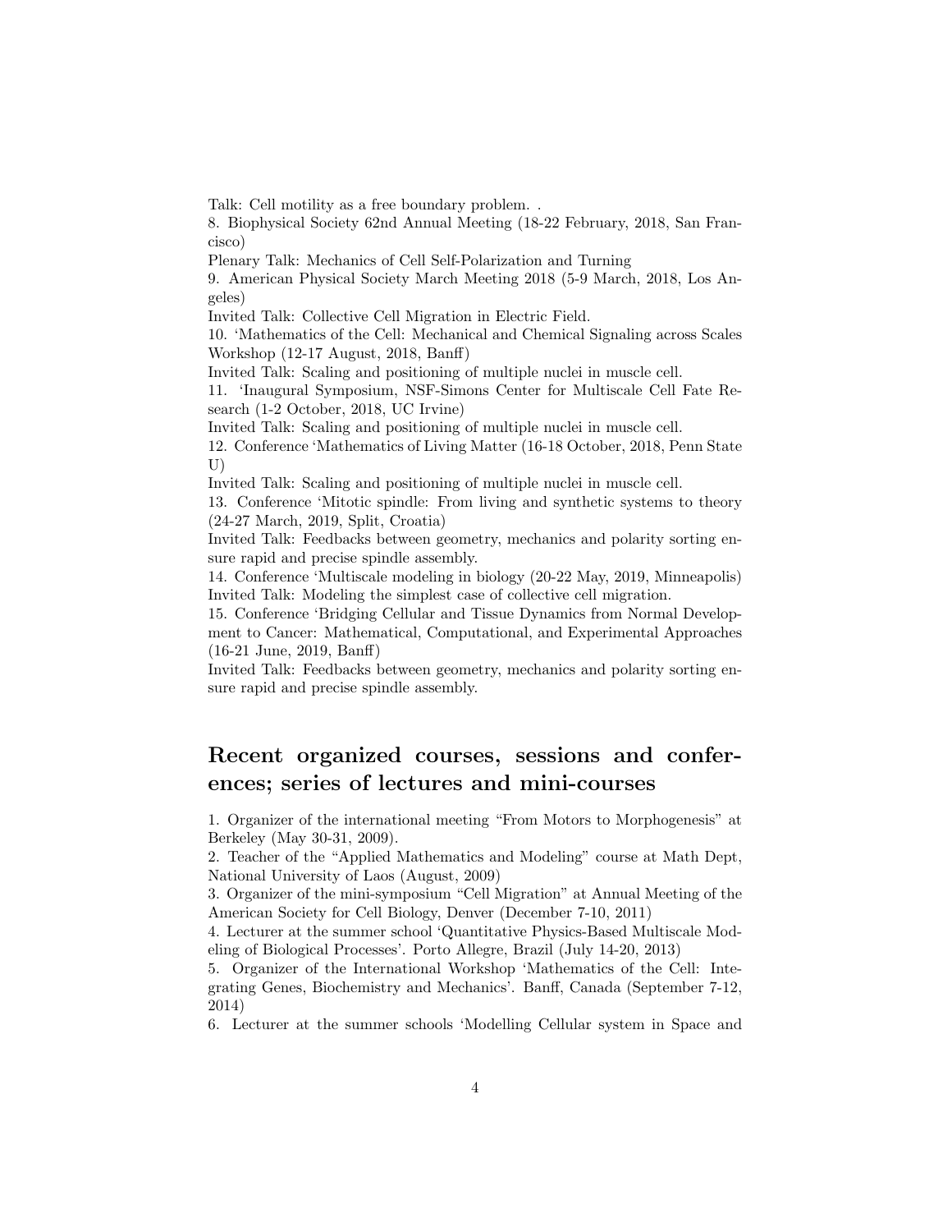Talk: Cell motility as a free boundary problem. .

8. Biophysical Society 62nd Annual Meeting (18-22 February, 2018, San Francisco)

Plenary Talk: Mechanics of Cell Self-Polarization and Turning

9. American Physical Society March Meeting 2018 (5-9 March, 2018, Los Angeles)

Invited Talk: Collective Cell Migration in Electric Field.

10. 'Mathematics of the Cell: Mechanical and Chemical Signaling across Scales Workshop (12-17 August, 2018, Banff)

Invited Talk: Scaling and positioning of multiple nuclei in muscle cell.

11. 'Inaugural Symposium, NSF-Simons Center for Multiscale Cell Fate Research (1-2 October, 2018, UC Irvine)

Invited Talk: Scaling and positioning of multiple nuclei in muscle cell.

12. Conference 'Mathematics of Living Matter (16-18 October, 2018, Penn State U)

Invited Talk: Scaling and positioning of multiple nuclei in muscle cell.

13. Conference 'Mitotic spindle: From living and synthetic systems to theory (24-27 March, 2019, Split, Croatia)

Invited Talk: Feedbacks between geometry, mechanics and polarity sorting ensure rapid and precise spindle assembly.

14. Conference 'Multiscale modeling in biology (20-22 May, 2019, Minneapolis)

Invited Talk: Modeling the simplest case of collective cell migration.

15. Conference 'Bridging Cellular and Tissue Dynamics from Normal Development to Cancer: Mathematical, Computational, and Experimental Approaches (16-21 June, 2019, Banff)

Invited Talk: Feedbacks between geometry, mechanics and polarity sorting ensure rapid and precise spindle assembly.

## Recent organized courses, sessions and conferences; series of lectures and mini-courses

1. Organizer of the international meeting "From Motors to Morphogenesis" at Berkeley (May 30-31, 2009).

2. Teacher of the "Applied Mathematics and Modeling" course at Math Dept, National University of Laos (August, 2009)

3. Organizer of the mini-symposium "Cell Migration" at Annual Meeting of the American Society for Cell Biology, Denver (December 7-10, 2011)

4. Lecturer at the summer school 'Quantitative Physics-Based Multiscale Modeling of Biological Processes'. Porto Allegre, Brazil (July 14-20, 2013)

5. Organizer of the International Workshop 'Mathematics of the Cell: Integrating Genes, Biochemistry and Mechanics'. Banff, Canada (September 7-12, 2014)

6. Lecturer at the summer schools 'Modelling Cellular system in Space and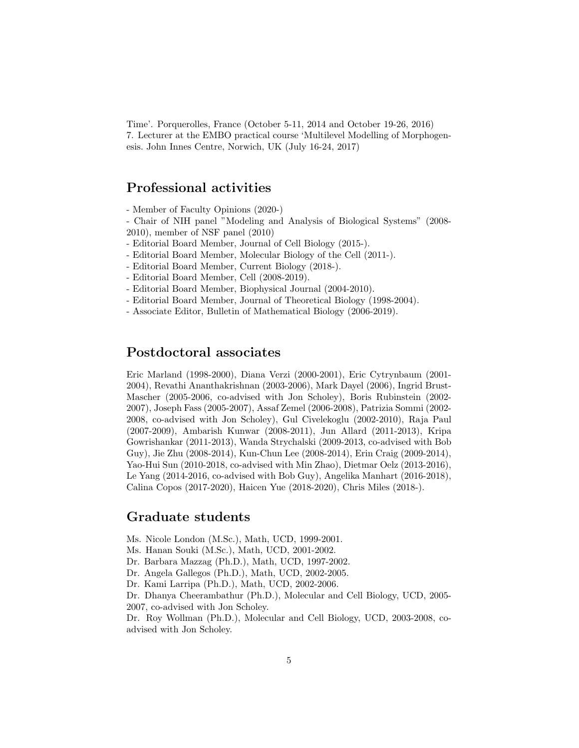Time'. Porquerolles, France (October 5-11, 2014 and October 19-26, 2016)
7. Lecturer at the EMBO practical course 'Multilevel Modelling of Morphogenesis. John Innes Centre, Norwich, UK (July 16-24, 2017)

## Professional activities

- Member of Faculty Opinions (2020-)
- Chair of NIH panel "Modeling and Analysis of Biological Systems" (2008-2010), member of NSF panel (2010)
- Editorial Board Member, Journal of Cell Biology (2015-).
- Editorial Board Member, Molecular Biology of the Cell (2011-).
- Editorial Board Member, Current Biology (2018-).
- Editorial Board Member, Cell (2008-2019).
- Editorial Board Member, Biophysical Journal (2004-2010).
- Editorial Board Member, Journal of Theoretical Biology (1998-2004).
- Associate Editor, Bulletin of Mathematical Biology (2006-2019).

## Postdoctoral associates

Eric Marland (1998-2000), Diana Verzi (2000-2001), Eric Cytrynbaum (2001-2004), Revathi Ananthakrishnan (2003-2006), Mark Dayel (2006), Ingrid Brust-Mascher (2005-2006, co-advised with Jon Scholey), Boris Rubinstein (2002-2007), Joseph Fass (2005-2007), Assaf Zemel (2006-2008), Patrizia Sommi (2002-2008, co-advised with Jon Scholey), Gul Civelekoglu (2002-2010), Raja Paul (2007-2009), Ambarish Kunwar (2008-2011), Jun Allard (2011-2013), Kripa Gowrishankar (2011-2013), Wanda Strychalski (2009-2013, co-advised with Bob Guy), Jie Zhu (2008-2014), Kun-Chun Lee (2008-2014), Erin Craig (2009-2014), Yao-Hui Sun (2010-2018, co-advised with Min Zhao), Dietmar Oelz (2013-2016), Le Yang (2014-2016, co-advised with Bob Guy), Angelika Manhart (2016-2018), Calina Copos (2017-2020), Haicen Yue (2018-2020), Chris Miles (2018-).

## Graduate students

Ms. Nicole London (M.Sc.), Math, UCD, 1999-2001.
Ms. Hanan Souki (M.Sc.), Math, UCD, 2001-2002.
Dr. Barbara Mazzag (Ph.D.), Math, UCD, 1997-2002.
Dr. Angela Gallegos (Ph.D.), Math, UCD, 2002-2005.
Dr. Kami Larripa (Ph.D.), Math, UCD, 2002-2006.
Dr. Dhanya Cheerambathur (Ph.D.), Molecular and Cell Biology, UCD, 2005-2007, co-advised with Jon Scholey.
Dr. Roy Wollman (Ph.D.), Molecular and Cell Biology, UCD, 2003-2008, co-advised with Jon Scholey.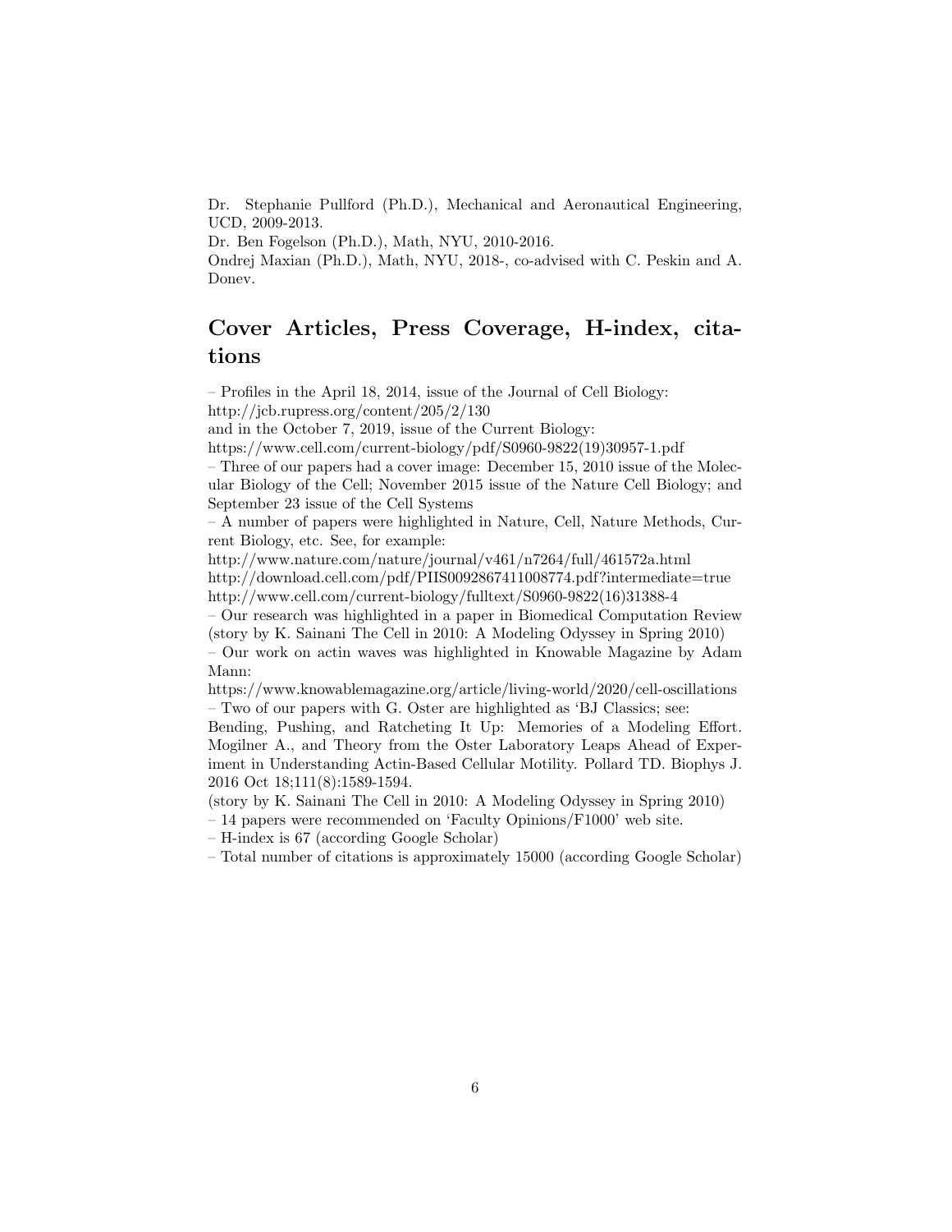Dr. Stephanie Pullford (Ph.D.), Mechanical and Aeronautical Engineering, UCD, 2009-2013.

Dr. Ben Fogelson (Ph.D.), Math, NYU, 2010-2016.

Ondrej Maxian (Ph.D.), Math, NYU, 2018-, co-advised with C. Peskin and A. Donev.

## Cover Articles, Press Coverage, H-index, citations

– Profiles in the April 18, 2014, issue of the Journal of Cell Biology:
http://jcb.rupress.org/content/205/2/130
and in the October 7, 2019, issue of the Current Biology:
https://www.cell.com/current-biology/pdf/S0960-9822(19)30957-1.pdf

– Three of our papers had a cover image: December 15, 2010 issue of the Molecular Biology of the Cell; November 2015 issue of the Nature Cell Biology; and September 23 issue of the Cell Systems

– A number of papers were highlighted in Nature, Cell, Nature Methods, Current Biology, etc. See, for example:
http://www.nature.com/nature/journal/v461/n7264/full/461572a.html
http://download.cell.com/pdf/PIIS0092867411008774.pdf?intermediate=true
http://www.cell.com/current-biology/fulltext/S0960-9822(16)31388-4

– Our research was highlighted in a paper in Biomedical Computation Review (story by K. Sainani The Cell in 2010: A Modeling Odyssey in Spring 2010)

– Our work on actin waves was highlighted in Knowable Magazine by Adam Mann:
https://www.knowablemagazine.org/article/living-world/2020/cell-oscillations

– Two of our papers with G. Oster are highlighted as 'BJ Classics; see:
Bending, Pushing, and Ratcheting It Up: Memories of a Modeling Effort. Mogilner A., and Theory from the Oster Laboratory Leaps Ahead of Experiment in Understanding Actin-Based Cellular Motility. Pollard TD. Biophys J. 2016 Oct 18;111(8):1589-1594.
(story by K. Sainani The Cell in 2010: A Modeling Odyssey in Spring 2010)

– 14 papers were recommended on 'Faculty Opinions/F1000' web site.

– H-index is 67 (according Google Scholar)

– Total number of citations is approximately 15000 (according Google Scholar)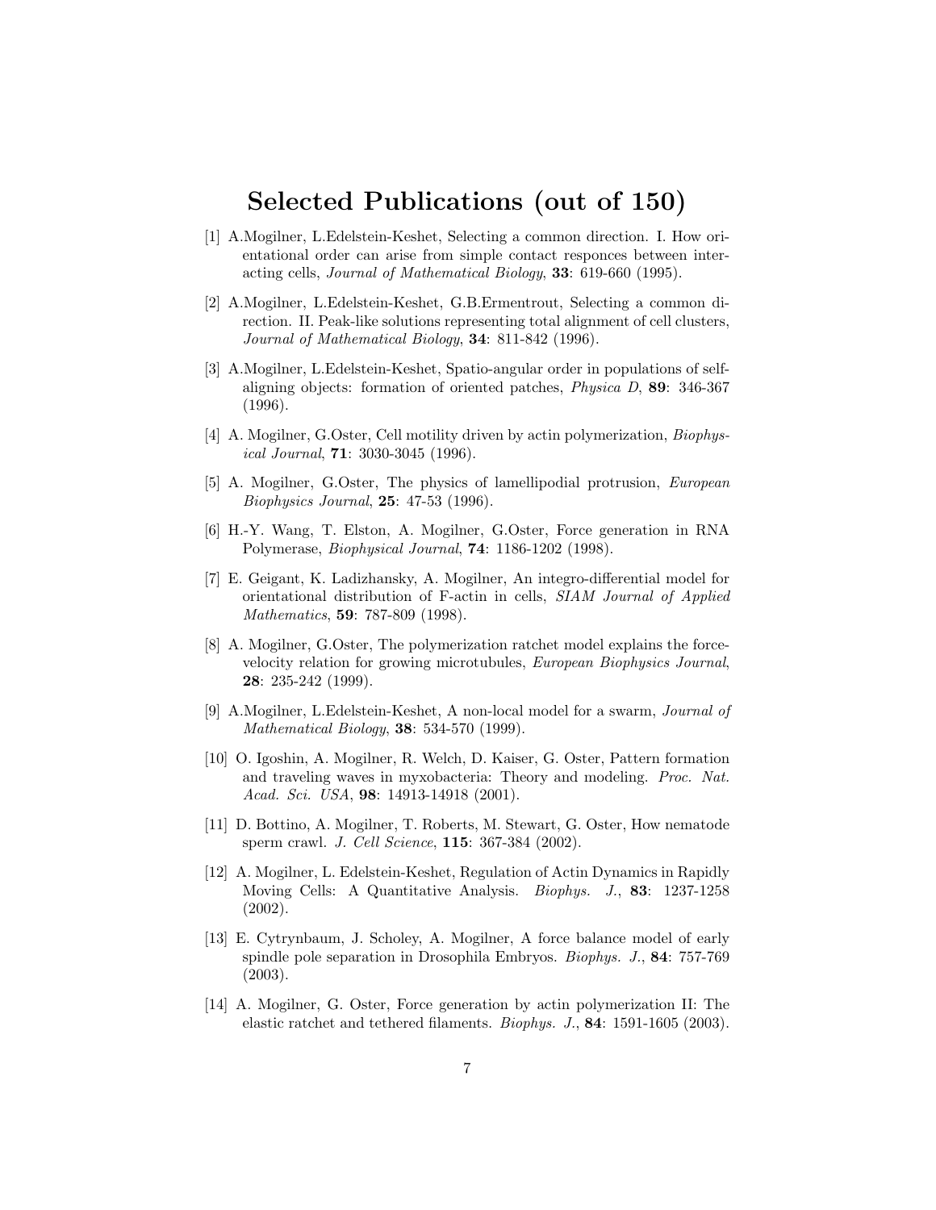# Selected Publications (out of 150)

[1] A.Mogilner, L.Edelstein-Keshet, Selecting a common direction. I. How orientational order can arise from simple contact responces between interacting cells, *Journal of Mathematical Biology*, **33**: 619-660 (1995).

[2] A.Mogilner, L.Edelstein-Keshet, G.B.Ermentrout, Selecting a common direction. II. Peak-like solutions representing total alignment of cell clusters, *Journal of Mathematical Biology*, **34**: 811-842 (1996).

[3] A.Mogilner, L.Edelstein-Keshet, Spatio-angular order in populations of self-aligning objects: formation of oriented patches, *Physica D*, **89**: 346-367 (1996).

[4] A. Mogilner, G.Oster, Cell motility driven by actin polymerization, *Biophysical Journal*, **71**: 3030-3045 (1996).

[5] A. Mogilner, G.Oster, The physics of lamellipodial protrusion, *European Biophysics Journal*, **25**: 47-53 (1996).

[6] H.-Y. Wang, T. Elston, A. Mogilner, G.Oster, Force generation in RNA Polymerase, *Biophysical Journal*, **74**: 1186-1202 (1998).

[7] E. Geigant, K. Ladizhansky, A. Mogilner, An integro-differential model for orientational distribution of F-actin in cells, *SIAM Journal of Applied Mathematics*, **59**: 787-809 (1998).

[8] A. Mogilner, G.Oster, The polymerization ratchet model explains the force-velocity relation for growing microtubules, *European Biophysics Journal*, **28**: 235-242 (1999).

[9] A.Mogilner, L.Edelstein-Keshet, A non-local model for a swarm, *Journal of Mathematical Biology*, **38**: 534-570 (1999).

[10] O. Igoshin, A. Mogilner, R. Welch, D. Kaiser, G. Oster, Pattern formation and traveling waves in myxobacteria: Theory and modeling. *Proc. Nat. Acad. Sci. USA*, **98**: 14913-14918 (2001).

[11] D. Bottino, A. Mogilner, T. Roberts, M. Stewart, G. Oster, How nematode sperm crawl. *J. Cell Science*, **115**: 367-384 (2002).

[12] A. Mogilner, L. Edelstein-Keshet, Regulation of Actin Dynamics in Rapidly Moving Cells: A Quantitative Analysis. *Biophys. J.*, **83**: 1237-1258 (2002).

[13] E. Cytrynbaum, J. Scholey, A. Mogilner, A force balance model of early spindle pole separation in Drosophila Embryos. *Biophys. J.*, **84**: 757-769 (2003).

[14] A. Mogilner, G. Oster, Force generation by actin polymerization II: The elastic ratchet and tethered filaments. *Biophys. J.*, **84**: 1591-1605 (2003).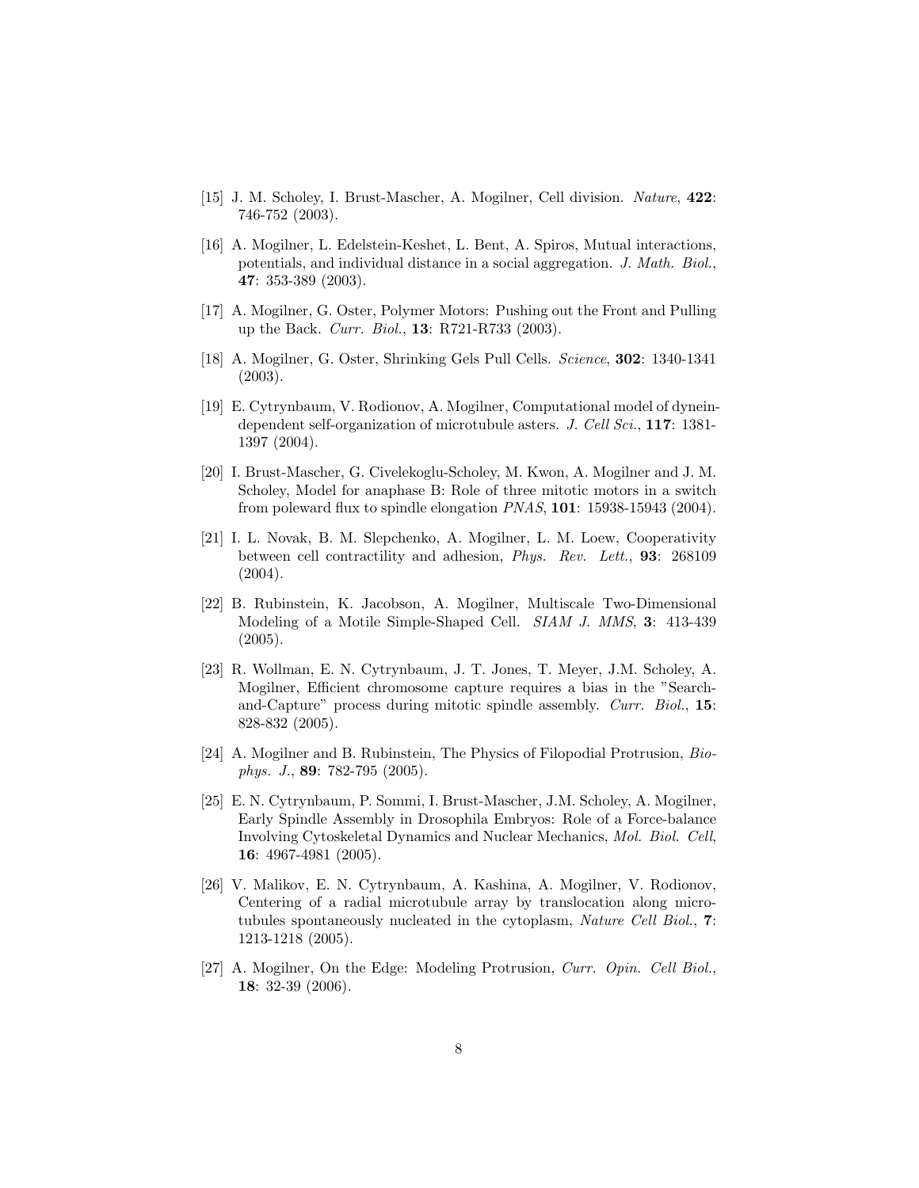[15] J. M. Scholey, I. Brust-Mascher, A. Mogilner, Cell division. *Nature*, **422**: 746-752 (2003).

[16] A. Mogilner, L. Edelstein-Keshet, L. Bent, A. Spiros, Mutual interactions, potentials, and individual distance in a social aggregation. *J. Math. Biol.*, **47**: 353-389 (2003).

[17] A. Mogilner, G. Oster, Polymer Motors: Pushing out the Front and Pulling up the Back. *Curr. Biol.*, **13**: R721-R733 (2003).

[18] A. Mogilner, G. Oster, Shrinking Gels Pull Cells. *Science*, **302**: 1340-1341 (2003).

[19] E. Cytrynbaum, V. Rodionov, A. Mogilner, Computational model of dynein-dependent self-organization of microtubule asters. *J. Cell Sci.*, **117**: 1381-1397 (2004).

[20] I. Brust-Mascher, G. Civelekoglu-Scholey, M. Kwon, A. Mogilner and J. M. Scholey, Model for anaphase B: Role of three mitotic motors in a switch from poleward flux to spindle elongation *PNAS*, **101**: 15938-15943 (2004).

[21] I. L. Novak, B. M. Slepchenko, A. Mogilner, L. M. Loew, Cooperativity between cell contractility and adhesion, *Phys. Rev. Lett.*, **93**: 268109 (2004).

[22] B. Rubinstein, K. Jacobson, A. Mogilner, Multiscale Two-Dimensional Modeling of a Motile Simple-Shaped Cell. *SIAM J. MMS*, **3**: 413-439 (2005).

[23] R. Wollman, E. N. Cytrynbaum, J. T. Jones, T. Meyer, J.M. Scholey, A. Mogilner, Efficient chromosome capture requires a bias in the "Search-and-Capture" process during mitotic spindle assembly. *Curr. Biol.*, **15**: 828-832 (2005).

[24] A. Mogilner and B. Rubinstein, The Physics of Filopodial Protrusion, *Biophys. J.*, **89**: 782-795 (2005).

[25] E. N. Cytrynbaum, P. Sommi, I. Brust-Mascher, J.M. Scholey, A. Mogilner, Early Spindle Assembly in Drosophila Embryos: Role of a Force-balance Involving Cytoskeletal Dynamics and Nuclear Mechanics, *Mol. Biol. Cell*, **16**: 4967-4981 (2005).

[26] V. Malikov, E. N. Cytrynbaum, A. Kashina, A. Mogilner, V. Rodionov, Centering of a radial microtubule array by translocation along microtubules spontaneously nucleated in the cytoplasm, *Nature Cell Biol.*, **7**: 1213-1218 (2005).

[27] A. Mogilner, On the Edge: Modeling Protrusion, *Curr. Opin. Cell Biol.*, **18**: 32-39 (2006).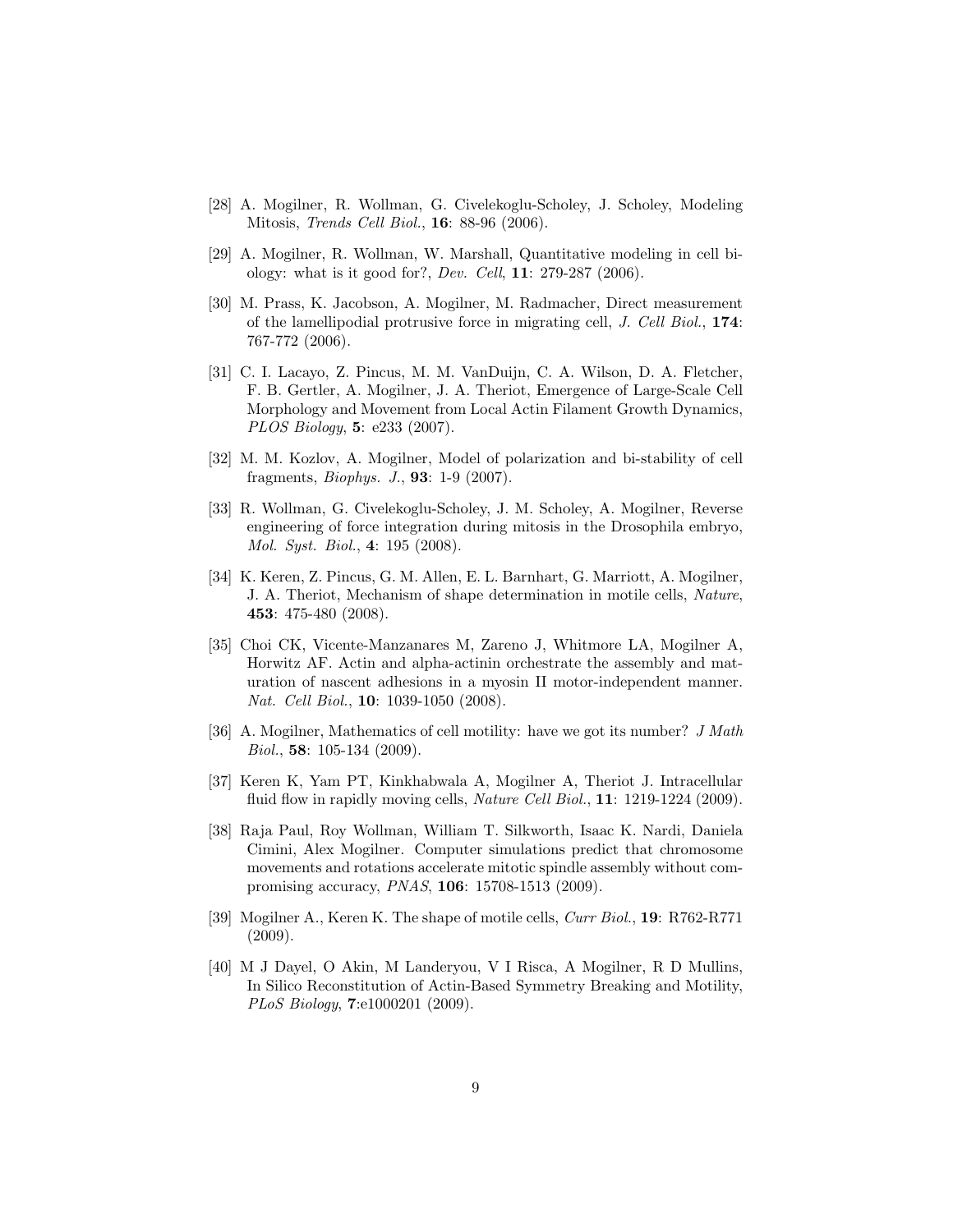[28] A. Mogilner, R. Wollman, G. Civelekoglu-Scholey, J. Scholey, Modeling Mitosis, *Trends Cell Biol.*, **16**: 88-96 (2006).

[29] A. Mogilner, R. Wollman, W. Marshall, Quantitative modeling in cell biology: what is it good for?, *Dev. Cell*, **11**: 279-287 (2006).

[30] M. Prass, K. Jacobson, A. Mogilner, M. Radmacher, Direct measurement of the lamellipodial protrusive force in migrating cell, *J. Cell Biol.*, **174**: 767-772 (2006).

[31] C. I. Lacayo, Z. Pincus, M. M. VanDuijn, C. A. Wilson, D. A. Fletcher, F. B. Gertler, A. Mogilner, J. A. Theriot, Emergence of Large-Scale Cell Morphology and Movement from Local Actin Filament Growth Dynamics, *PLOS Biology*, **5**: e233 (2007).

[32] M. M. Kozlov, A. Mogilner, Model of polarization and bi-stability of cell fragments, *Biophys. J.*, **93**: 1-9 (2007).

[33] R. Wollman, G. Civelekoglu-Scholey, J. M. Scholey, A. Mogilner, Reverse engineering of force integration during mitosis in the Drosophila embryo, *Mol. Syst. Biol.*, **4**: 195 (2008).

[34] K. Keren, Z. Pincus, G. M. Allen, E. L. Barnhart, G. Marriott, A. Mogilner, J. A. Theriot, Mechanism of shape determination in motile cells, *Nature*, **453**: 475-480 (2008).

[35] Choi CK, Vicente-Manzanares M, Zareno J, Whitmore LA, Mogilner A, Horwitz AF. Actin and alpha-actinin orchestrate the assembly and maturation of nascent adhesions in a myosin II motor-independent manner. *Nat. Cell Biol.*, **10**: 1039-1050 (2008).

[36] A. Mogilner, Mathematics of cell motility: have we got its number? *J Math Biol.*, **58**: 105-134 (2009).

[37] Keren K, Yam PT, Kinkhabwala A, Mogilner A, Theriot J. Intracellular fluid flow in rapidly moving cells, *Nature Cell Biol.*, **11**: 1219-1224 (2009).

[38] Raja Paul, Roy Wollman, William T. Silkworth, Isaac K. Nardi, Daniela Cimini, Alex Mogilner. Computer simulations predict that chromosome movements and rotations accelerate mitotic spindle assembly without compromising accuracy, *PNAS*, **106**: 15708-1513 (2009).

[39] Mogilner A., Keren K. The shape of motile cells, *Curr Biol.*, **19**: R762-R771 (2009).

[40] M J Dayel, O Akin, M Landeryou, V I Risca, A Mogilner, R D Mullins, In Silico Reconstitution of Actin-Based Symmetry Breaking and Motility, *PLoS Biology*, **7**:e1000201 (2009).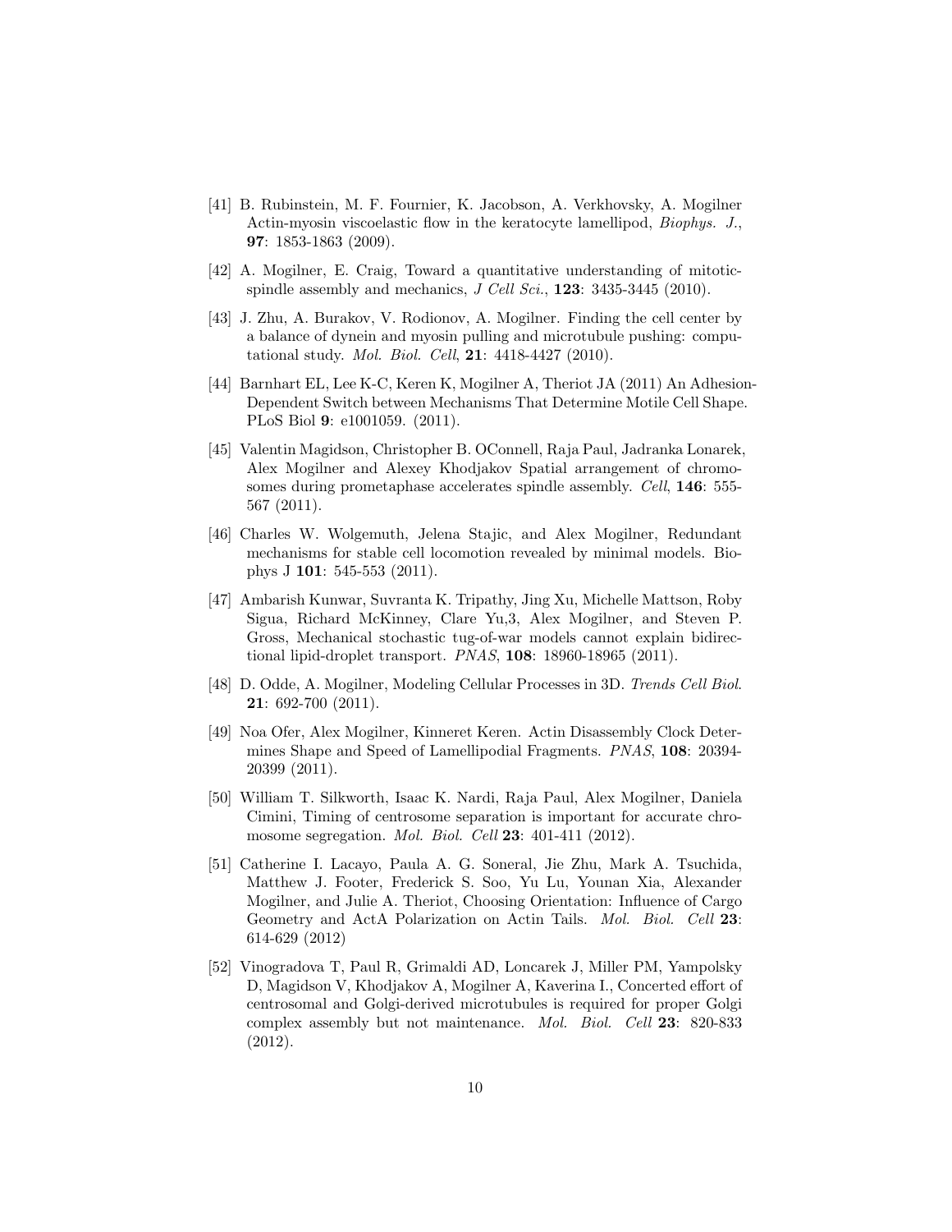[41] B. Rubinstein, M. F. Fournier, K. Jacobson, A. Verkhovsky, A. Mogilner Actin-myosin viscoelastic flow in the keratocyte lamellipod, *Biophys. J.*, **97**: 1853-1863 (2009).

[42] A. Mogilner, E. Craig, Toward a quantitative understanding of mitotic-spindle assembly and mechanics, *J Cell Sci.*, **123**: 3435-3445 (2010).

[43] J. Zhu, A. Burakov, V. Rodionov, A. Mogilner. Finding the cell center by a balance of dynein and myosin pulling and microtubule pushing: computational study. *Mol. Biol. Cell*, **21**: 4418-4427 (2010).

[44] Barnhart EL, Lee K-C, Keren K, Mogilner A, Theriot JA (2011) An Adhesion-Dependent Switch between Mechanisms That Determine Motile Cell Shape. PLoS Biol **9**: e1001059. (2011).

[45] Valentin Magidson, Christopher B. OConnell, Raja Paul, Jadranka Lonarek, Alex Mogilner and Alexey Khodjakov Spatial arrangement of chromosomes during prometaphase accelerates spindle assembly. *Cell*, **146**: 555-567 (2011).

[46] Charles W. Wolgemuth, Jelena Stajic, and Alex Mogilner, Redundant mechanisms for stable cell locomotion revealed by minimal models. Biophys J **101**: 545-553 (2011).

[47] Ambarish Kunwar, Suvranta K. Tripathy, Jing Xu, Michelle Mattson, Roby Sigua, Richard McKinney, Clare Yu,3, Alex Mogilner, and Steven P. Gross, Mechanical stochastic tug-of-war models cannot explain bidirectional lipid-droplet transport. *PNAS*, **108**: 18960-18965 (2011).

[48] D. Odde, A. Mogilner, Modeling Cellular Processes in 3D. *Trends Cell Biol.* **21**: 692-700 (2011).

[49] Noa Ofer, Alex Mogilner, Kinneret Keren. Actin Disassembly Clock Determines Shape and Speed of Lamellipodial Fragments. *PNAS*, **108**: 20394-20399 (2011).

[50] William T. Silkworth, Isaac K. Nardi, Raja Paul, Alex Mogilner, Daniela Cimini, Timing of centrosome separation is important for accurate chromosome segregation. *Mol. Biol. Cell* **23**: 401-411 (2012).

[51] Catherine I. Lacayo, Paula A. G. Soneral, Jie Zhu, Mark A. Tsuchida, Matthew J. Footer, Frederick S. Soo, Yu Lu, Younan Xia, Alexander Mogilner, and Julie A. Theriot, Choosing Orientation: Influence of Cargo Geometry and ActA Polarization on Actin Tails. *Mol. Biol. Cell* **23**: 614-629 (2012)

[52] Vinogradova T, Paul R, Grimaldi AD, Loncarek J, Miller PM, Yampolsky D, Magidson V, Khodjakov A, Mogilner A, Kaverina I., Concerted effort of centrosomal and Golgi-derived microtubules is required for proper Golgi complex assembly but not maintenance. *Mol. Biol. Cell* **23**: 820-833 (2012).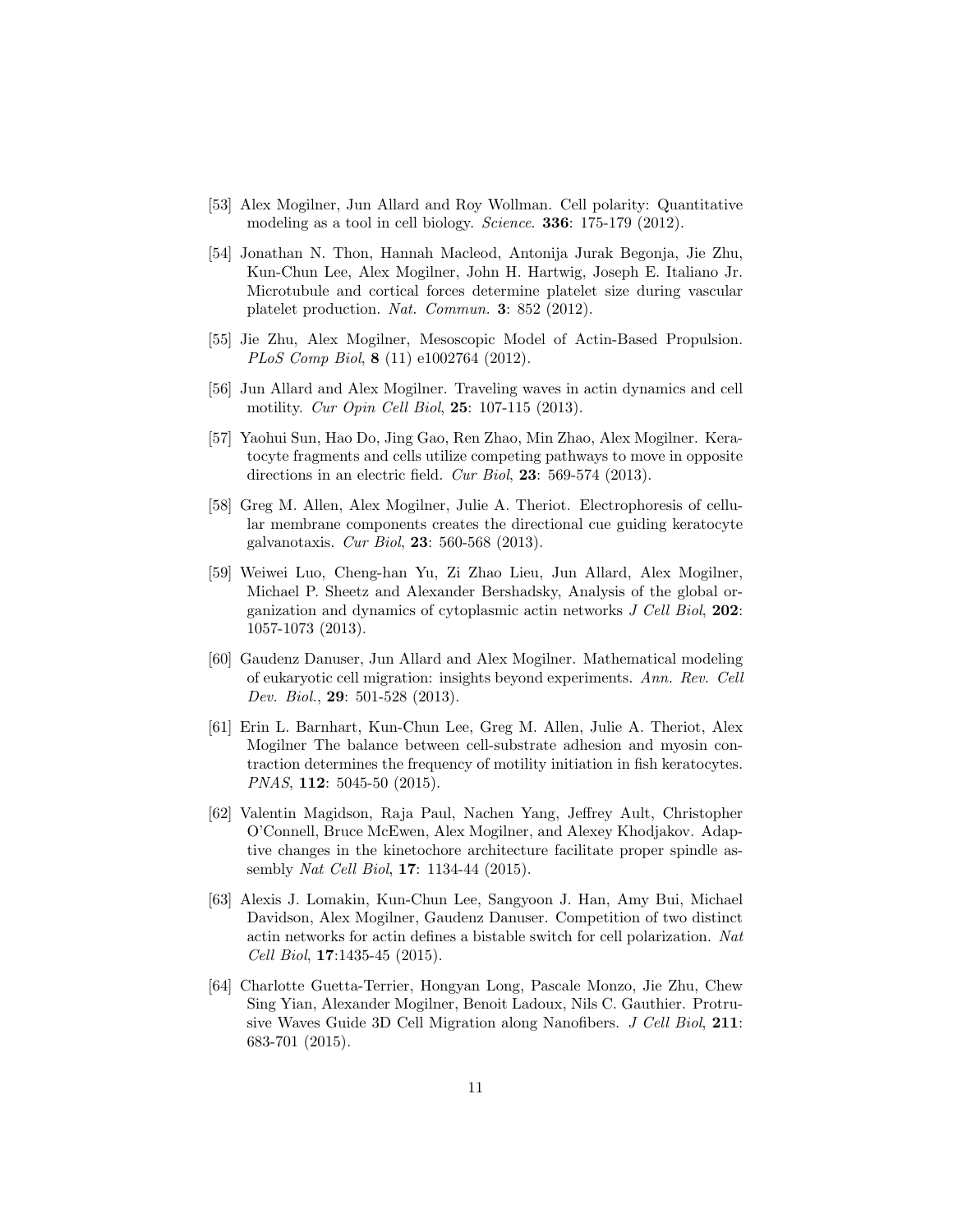[53] Alex Mogilner, Jun Allard and Roy Wollman. Cell polarity: Quantitative modeling as a tool in cell biology. *Science*. **336**: 175-179 (2012).

[54] Jonathan N. Thon, Hannah Macleod, Antonija Jurak Begonja, Jie Zhu, Kun-Chun Lee, Alex Mogilner, John H. Hartwig, Joseph E. Italiano Jr. Microtubule and cortical forces determine platelet size during vascular platelet production. *Nat. Commun.* **3**: 852 (2012).

[55] Jie Zhu, Alex Mogilner, Mesoscopic Model of Actin-Based Propulsion. *PLoS Comp Biol*, **8** (11) e1002764 (2012).

[56] Jun Allard and Alex Mogilner. Traveling waves in actin dynamics and cell motility. *Cur Opin Cell Biol*, **25**: 107-115 (2013).

[57] Yaohui Sun, Hao Do, Jing Gao, Ren Zhao, Min Zhao, Alex Mogilner. Keratocyte fragments and cells utilize competing pathways to move in opposite directions in an electric field. *Cur Biol*, **23**: 569-574 (2013).

[58] Greg M. Allen, Alex Mogilner, Julie A. Theriot. Electrophoresis of cellular membrane components creates the directional cue guiding keratocyte galvanotaxis. *Cur Biol*, **23**: 560-568 (2013).

[59] Weiwei Luo, Cheng-han Yu, Zi Zhao Lieu, Jun Allard, Alex Mogilner, Michael P. Sheetz and Alexander Bershadsky, Analysis of the global organization and dynamics of cytoplasmic actin networks *J Cell Biol*, **202**: 1057-1073 (2013).

[60] Gaudenz Danuser, Jun Allard and Alex Mogilner. Mathematical modeling of eukaryotic cell migration: insights beyond experiments. *Ann. Rev. Cell Dev. Biol.*, **29**: 501-528 (2013).

[61] Erin L. Barnhart, Kun-Chun Lee, Greg M. Allen, Julie A. Theriot, Alex Mogilner The balance between cell-substrate adhesion and myosin contraction determines the frequency of motility initiation in fish keratocytes. *PNAS*, **112**: 5045-50 (2015).

[62] Valentin Magidson, Raja Paul, Nachen Yang, Jeffrey Ault, Christopher O'Connell, Bruce McEwen, Alex Mogilner, and Alexey Khodjakov. Adaptive changes in the kinetochore architecture facilitate proper spindle assembly *Nat Cell Biol*, **17**: 1134-44 (2015).

[63] Alexis J. Lomakin, Kun-Chun Lee, Sangyoon J. Han, Amy Bui, Michael Davidson, Alex Mogilner, Gaudenz Danuser. Competition of two distinct actin networks for actin defines a bistable switch for cell polarization. *Nat Cell Biol*, **17**:1435-45 (2015).

[64] Charlotte Guetta-Terrier, Hongyan Long, Pascale Monzo, Jie Zhu, Chew Sing Yian, Alexander Mogilner, Benoit Ladoux, Nils C. Gauthier. Protrusive Waves Guide 3D Cell Migration along Nanofibers. *J Cell Biol*, **211**: 683-701 (2015).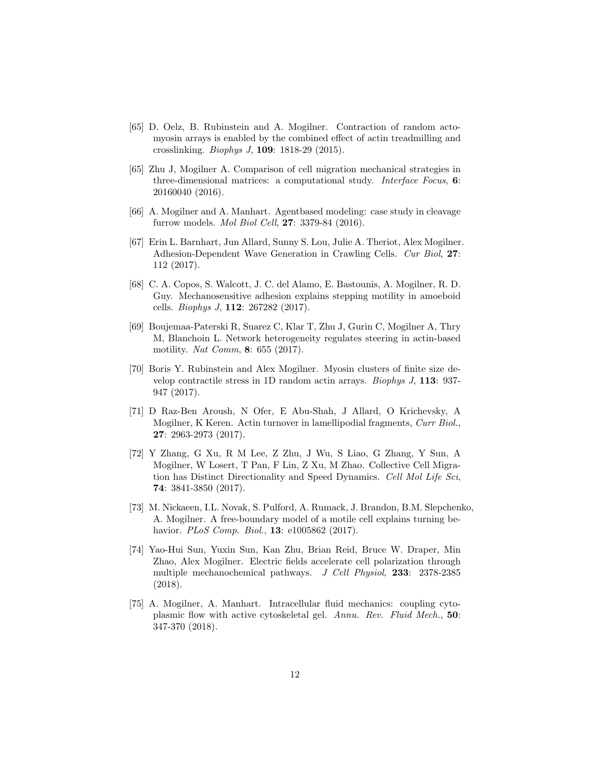[65] D. Oelz, B. Rubinstein and A. Mogilner. Contraction of random actomyosin arrays is enabled by the combined effect of actin treadmilling and crosslinking. *Biophys J*, **109**: 1818-29 (2015).

[65] Zhu J, Mogilner A. Comparison of cell migration mechanical strategies in three-dimensional matrices: a computational study. *Interface Focus*, **6**: 20160040 (2016).

[66] A. Mogilner and A. Manhart. Agentbased modeling: case study in cleavage furrow models. *Mol Biol Cell*, **27**: 3379-84 (2016).

[67] Erin L. Barnhart, Jun Allard, Sunny S. Lou, Julie A. Theriot, Alex Mogilner. Adhesion-Dependent Wave Generation in Crawling Cells. *Cur Biol*, **27**: 112 (2017).

[68] C. A. Copos, S. Walcott, J. C. del Alamo, E. Bastounis, A. Mogilner, R. D. Guy. Mechanosensitive adhesion explains stepping motility in amoeboid cells. *Biophys J*, **112**: 267282 (2017).

[69] Boujemaa-Paterski R, Suarez C, Klar T, Zhu J, Gurin C, Mogilner A, Thry M, Blanchoin L. Network heterogeneity regulates steering in actin-based motility. *Nat Comm*, **8**: 655 (2017).

[70] Boris Y. Rubinstein and Alex Mogilner. Myosin clusters of finite size develop contractile stress in 1D random actin arrays. *Biophys J*, **113**: 937-947 (2017).

[71] D Raz-Ben Aroush, N Ofer, E Abu-Shah, J Allard, O Krichevsky, A Mogilner, K Keren. Actin turnover in lamellipodial fragments, *Curr Biol.*, **27**: 2963-2973 (2017).

[72] Y Zhang, G Xu, R M Lee, Z Zhu, J Wu, S Liao, G Zhang, Y Sun, A Mogilner, W Losert, T Pan, F Lin, Z Xu, M Zhao. Collective Cell Migration has Distinct Directionality and Speed Dynamics. *Cell Mol Life Sci*, **74**: 3841-3850 (2017).

[73] M. Nickaeen, I.L. Novak, S. Pulford, A. Rumack, J. Brandon, B.M. Slepchenko, A. Mogilner. A free-boundary model of a motile cell explains turning behavior. *PLoS Comp. Biol.*, **13**: e1005862 (2017).

[74] Yao-Hui Sun, Yuxin Sun, Kan Zhu, Brian Reid, Bruce W. Draper, Min Zhao, Alex Mogilner. Electric fields accelerate cell polarization through multiple mechanochemical pathways. *J Cell Physiol*, **233**: 2378-2385 (2018).

[75] A. Mogilner, A. Manhart. Intracellular fluid mechanics: coupling cytoplasmic flow with active cytoskeletal gel. *Annu. Rev. Fluid Mech.*, **50**: 347-370 (2018).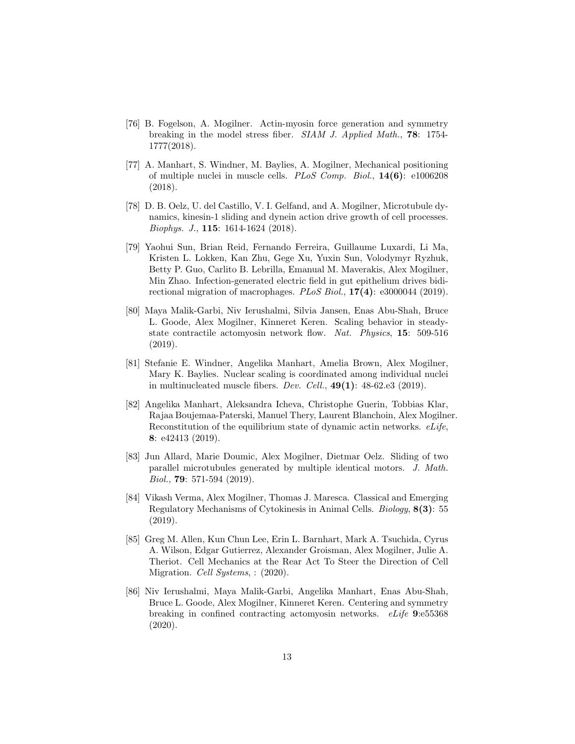[76] B. Fogelson, A. Mogilner. Actin-myosin force generation and symmetry breaking in the model stress fiber. *SIAM J. Applied Math.*, **78**: 1754-1777(2018).

[77] A. Manhart, S. Windner, M. Baylies, A. Mogilner, Mechanical positioning of multiple nuclei in muscle cells. *PLoS Comp. Biol.*, **14(6)**: e1006208 (2018).

[78] D. B. Oelz, U. del Castillo, V. I. Gelfand, and A. Mogilner, Microtubule dynamics, kinesin-1 sliding and dynein action drive growth of cell processes. *Biophys. J.*, **115**: 1614-1624 (2018).

[79] Yaohui Sun, Brian Reid, Fernando Ferreira, Guillaume Luxardi, Li Ma, Kristen L. Lokken, Kan Zhu, Gege Xu, Yuxin Sun, Volodymyr Ryzhuk, Betty P. Guo, Carlito B. Lebrilla, Emanual M. Maverakis, Alex Mogilner, Min Zhao. Infection-generated electric field in gut epithelium drives bidirectional migration of macrophages. *PLoS Biol.*, **17(4)**: e3000044 (2019).

[80] Maya Malik-Garbi, Niv Ierushalmi, Silvia Jansen, Enas Abu-Shah, Bruce L. Goode, Alex Mogilner, Kinneret Keren. Scaling behavior in steady-state contractile actomyosin network flow. *Nat. Physics*, **15**: 509-516 (2019).

[81] Stefanie E. Windner, Angelika Manhart, Amelia Brown, Alex Mogilner, Mary K. Baylies. Nuclear scaling is coordinated among individual nuclei in multinucleated muscle fibers. *Dev. Cell.*, **49(1)**: 48-62.e3 (2019).

[82] Angelika Manhart, Aleksandra Icheva, Christophe Guerin, Tobbias Klar, Rajaa Boujemaa-Paterski, Manuel Thery, Laurent Blanchoin, Alex Mogilner. Reconstitution of the equilibrium state of dynamic actin networks. *eLife*, **8**: e42413 (2019).

[83] Jun Allard, Marie Doumic, Alex Mogilner, Dietmar Oelz. Sliding of two parallel microtubules generated by multiple identical motors. *J. Math. Biol.*, **79**: 571-594 (2019).

[84] Vikash Verma, Alex Mogilner, Thomas J. Maresca. Classical and Emerging Regulatory Mechanisms of Cytokinesis in Animal Cells. *Biology*, **8(3)**: 55 (2019).

[85] Greg M. Allen, Kun Chun Lee, Erin L. Barnhart, Mark A. Tsuchida, Cyrus A. Wilson, Edgar Gutierrez, Alexander Groisman, Alex Mogilner, Julie A. Theriot. Cell Mechanics at the Rear Act To Steer the Direction of Cell Migration. *Cell Systems*, : (2020).

[86] Niv Ierushalmi, Maya Malik-Garbi, Angelika Manhart, Enas Abu-Shah, Bruce L. Goode, Alex Mogilner, Kinneret Keren. Centering and symmetry breaking in confined contracting actomyosin networks. *eLife* **9**:e55368 (2020).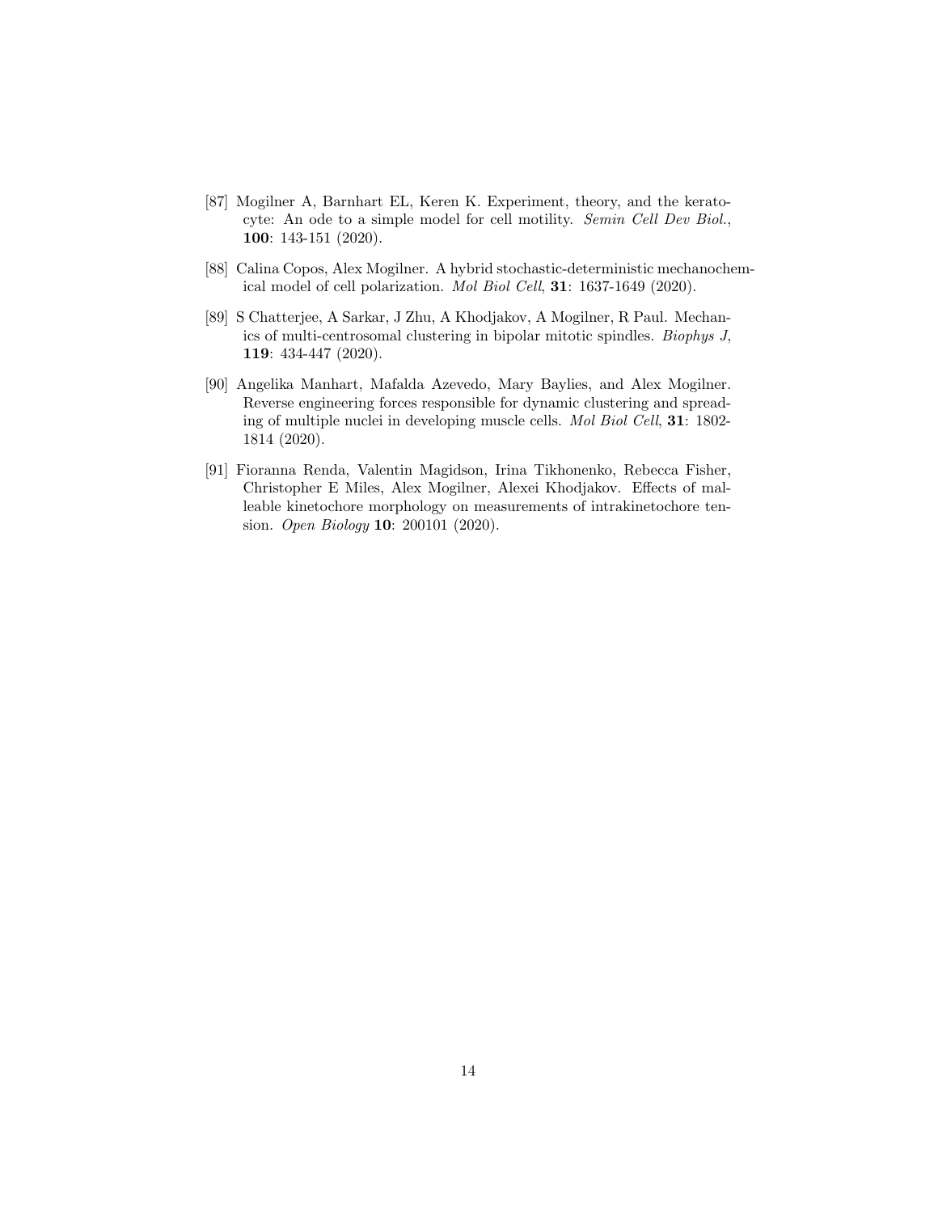[87] Mogilner A, Barnhart EL, Keren K. Experiment, theory, and the keratocyte: An ode to a simple model for cell motility. *Semin Cell Dev Biol.*, **100**: 143-151 (2020).

[88] Calina Copos, Alex Mogilner. A hybrid stochastic-deterministic mechanochemical model of cell polarization. *Mol Biol Cell*, **31**: 1637-1649 (2020).

[89] S Chatterjee, A Sarkar, J Zhu, A Khodjakov, A Mogilner, R Paul. Mechanics of multi-centrosomal clustering in bipolar mitotic spindles. *Biophys J*, **119**: 434-447 (2020).

[90] Angelika Manhart, Mafalda Azevedo, Mary Baylies, and Alex Mogilner. Reverse engineering forces responsible for dynamic clustering and spreading of multiple nuclei in developing muscle cells. *Mol Biol Cell*, **31**: 1802-1814 (2020).

[91] Fioranna Renda, Valentin Magidson, Irina Tikhonenko, Rebecca Fisher, Christopher E Miles, Alex Mogilner, Alexei Khodjakov. Effects of malleable kinetochore morphology on measurements of intrakinetochore tension. *Open Biology* **10**: 200101 (2020).